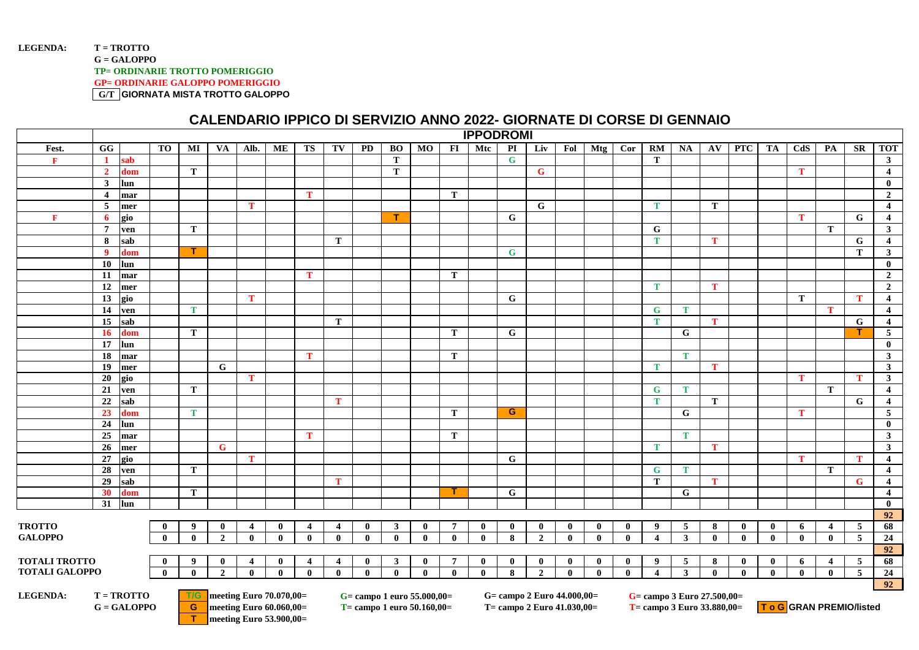**LEGENDA:**
- **T = TROTTO**
- **G = GALOPPO**
- **TP= ORDINARIE TROTTO POMERIGGIO**
- **GP= ORDINARIE GALOPPO POMERIGGIO**
- **G/T GIORNATA MISTA TROTTO GALOPPO**

# CALENDARIO IPPICO DI SERVIZIO ANNO 2022- GIORNATE DI CORSE DI GENNAIO

| | | | IPPODROMI | | | | | | | | | | | | | | | | | | | | | | | | | |
|---|---|---|---|---|---|---|---|---|---|---|---|---|---|---|---|---|---|---|---|---|---|---|---|---|---|---|---|---|
| **Fest.** | **GG** | | **TO** | **MI** | **VA** | **Alb.** | **ME** | **TS** | **TV** | **PD** | **BO** | **MO** | **FI** | **Mtc** | **PI** | **Liv** | **Fol** | **Mtg** | **Cor** | **RM** | **NA** | **AV** | **PTC** | **TA** | **CdS** | **PA** | **SR** | **TOT** |
| F | 1 | sab | | | | | | | | | T | | | | G | | | | | T | | | | | | | | 3 |
| | 2 | dom | | T | | | | | | | T | | | | | G | | | | | | | | | T | | | 4 |
| | 3 | lun | | | | | | | | | | | | | | | | | | | | | | | | | | 0 |
| | 4 | mar | | | | | | T | | | | | T | | | | | | | | | | | | | | | 2 |
| | 5 | mer | | | | T | | | | | | | | | | G | | | | T | | T | | | | | | 4 |
| F | 6 | gio | | | | | | | | | T | | | | G | | | | | | | | | | T | | G | 4 |
| | 7 | ven | | T | | | | | | | | | | | | | | | | G | | | | | | T | | 3 |
| | 8 | sab | | | | | | | T | | | | | | | | | | | T | | T | | | | | G | 4 |
| | 9 | dom | | T | | | | | | | | | | | G | | | | | | | | | | | | T | 3 |
| | 10 | lun | | | | | | | | | | | | | | | | | | | | | | | | | | 0 |
| | 11 | mar | | | | | | T | | | | | T | | | | | | | | | | | | | | | 2 |
| | 12 | mer | | | | | | | | | | | | | | | | | | T | | T | | | | | | 2 |
| | 13 | gio | | | | T | | | | | | | | | G | | | | | | | | | | T | | T | 4 |
| | 14 | ven | | T | | | | | | | | | | | | | | | | G | T | | | | | T | | 4 |
| | 15 | sab | | | | | | | T | | | | | | | | | | | T | | T | | | | | G | 4 |
| | 16 | dom | | T | | | | | | | | | T | | G | | | | | | G | | | | | | T | 5 |
| | 17 | lun | | | | | | | | | | | | | | | | | | | | | | | | | | 0 |
| | 18 | mar | | | | | | T | | | | | T | | | | | | | | T | | | | | | | 3 |
| | 19 | mer | | | G | | | | | | | | | | | | | | | T | | T | | | | | | 3 |
| | 20 | gio | | | | T | | | | | | | | | | | | | | | | | | | T | | T | 3 |
| | 21 | ven | | T | | | | | | | | | | | | | | | | G | T | | | | | T | | 4 |
| | 22 | sab | | | | | | | T | | | | | | | | | | | T | | T | | | | | G | 4 |
| | 23 | dom | | T | | | | | | | | | T | | G | | | | | | G | | | | T | | | 5 |
| | 24 | lun | | | | | | | | | | | | | | | | | | | | | | | | | | 0 |
| | 25 | mar | | | | | | T | | | | | T | | | | | | | | T | | | | | | | 3 |
| | 26 | mer | | | G | | | | | | | | | | | | | | | T | | T | | | | | | 3 |
| | 27 | gio | | | | T | | | | | | | | | G | | | | | | | | | | T | | T | 4 |
| | 28 | ven | | T | | | | | | | | | | | | | | | | G | T | | | | | T | | 4 |
| | 29 | sab | | | | | | | T | | | | | | | | | | | T | | T | | | | | G | 4 |
| | 30 | dom | | T | | | | | | | | | T | | G | | | | | | G | | | | | | | 4 |
| | 31 | lun | | | | | | | | | | | | | | | | | | | | | | | | | | 0 |
| | | | | | | | | | | | | | | | | | | | | | | | | | | | | 92 |
| **TROTTO** | | | 0 | 9 | 0 | 4 | 0 | 4 | 4 | 0 | 3 | 0 | 7 | 0 | 0 | 0 | 0 | 0 | 0 | 9 | 5 | 8 | 0 | 0 | 6 | 4 | 5 | 68 |
| **GALOPPO** | | | 0 | 0 | 2 | 0 | 0 | 0 | 0 | 0 | 0 | 0 | 0 | 0 | 8 | 2 | 0 | 0 | 0 | 4 | 3 | 0 | 0 | 0 | 0 | 0 | 5 | 24 |
| | | | | | | | | | | | | | | | | | | | | | | | | | | | | 92 |
| **TOTALI TROTTO** | | | 0 | 9 | 0 | 4 | 0 | 4 | 4 | 0 | 3 | 0 | 7 | 0 | 0 | 0 | 0 | 0 | 0 | 9 | 5 | 8 | 0 | 0 | 6 | 4 | 5 | 68 |
| **TOTALI GALOPPO** | | | 0 | 0 | 2 | 0 | 0 | 0 | 0 | 0 | 0 | 0 | 0 | 0 | 8 | 2 | 0 | 0 | 0 | 4 | 3 | 0 | 0 | 0 | 0 | 0 | 5 | 24 |
| | | | | | | | | | | | | | | | | | | | | | | | | | | | | 92 |

**LEGENDA:**
- **T = TROTTO**
- **G = GALOPPO**

- **T/G** meeting Euro 70.070,00=
- **G** meeting Euro 60.060,00=
- **T** meeting Euro 53.900,00=
- **G= campo 1 euro 55.000,00=**
- **T= campo 1 euro 50.160,00=**
- **G= campo 2 Euro 44.000,00=**
- **T= campo 2 Euro 41.030,00=**
- **G= campo 3 Euro 27.500,00=**
- **T= campo 3 Euro 33.880,00=**
- **T o G GRAN PREMIO/listed**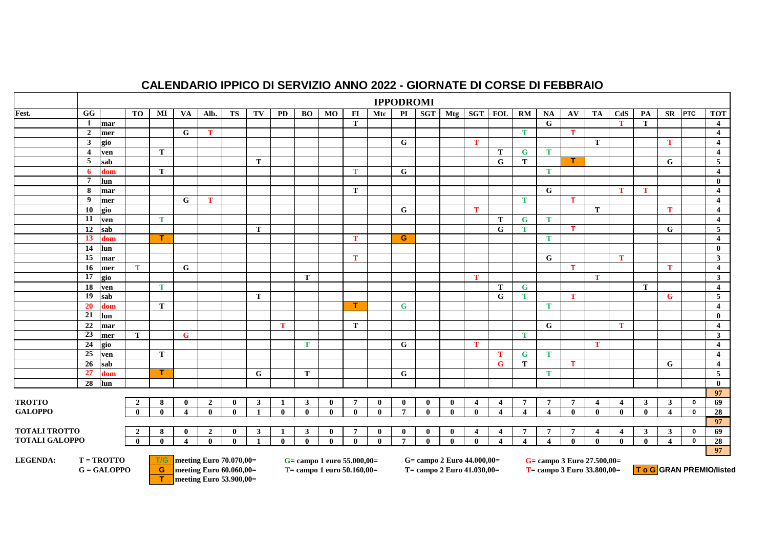## CALENDARIO IPPICO DI SERVIZIO ANNO 2022 - GIORNATE DI CORSE DI FEBBRAIO

| Fest. | GG | | TO | MI | VA | Alb. | TS | TV | PD | BO | MO | FI | Mtc | PI | SGT | Mtg | SGT | FOL | RM | NA | AV | TA | CdS | PA | SR | PTC | TOT |
|---|---|---|---|---|---|---|---|---|---|---|---|---|---|---|---|---|---|---|---|---|---|---|---|---|---|---|---|
| | | | IPPODROMI | | | | | | | | | | | | | | | | | | | | | | | | |
| | 1 | mar | | | | | | | | | | T | | | | | | | | G | | | T | T | | | 4 |
| | 2 | mer | | | G | T | | | | | | | | | | | | | T | | T | | | | | | 4 |
| | 3 | gio | | | | | | | | | | | | G | | | T | | | | | T | | | T | | 4 |
| | 4 | ven | | T | | | | | | | | | | | | | | T | G | T | | | | | | | 4 |
| | 5 | sab | | | | | | T | | | | | | | | | | G | T | | T | | | | G | | 5 |
| | 6 | dom | | T | | | | | | | | T | | G | | | | | | T | | | | | | | 4 |
| | 7 | lun | | | | | | | | | | | | | | | | | | | | | | | | | 0 |
| | 8 | mar | | | | | | | | | | T | | | | | | | | G | | | T | T | | | 4 |
| | 9 | mer | | | G | T | | | | | | | | | | | | | T | | T | | | | | | 4 |
| | 10 | gio | | | | | | | | | | | | G | | | T | | | | | T | | | T | | 4 |
| | 11 | ven | | T | | | | | | | | | | | | | | T | G | T | | | | | | | 4 |
| | 12 | sab | | | | | | T | | | | | | | | | | G | T | | T | | | | G | | 5 |
| | 13 | dom | | T | | | | | | | | T | | G | | | | | | T | | | | | | | 4 |
| | 14 | lun | | | | | | | | | | | | | | | | | | | | | | | | | 0 |
| | 15 | mar | | | | | | | | | | T | | | | | | | | G | | | T | | | | 3 |
| | 16 | mer | T | | G | | | | | | | | | | | | | | | | T | | | | T | | 4 |
| | 17 | gio | | | | | | | | T | | | | | | | T | | | | | T | | | | | 3 |
| | 18 | ven | | T | | | | | | | | | | | | | | T | G | | | | | T | | | 4 |
| | 19 | sab | | | | | | T | | | | | | | | | | G | T | | T | | | | G | | 5 |
| | 20 | dom | | T | | | | | | | | T | | G | | | | | | T | | | | | | | 4 |
| | 21 | lun | | | | | | | | | | | | | | | | | | | | | | | | | 0 |
| | 22 | mar | | | | | | | T | | | T | | | | | | | | G | | | T | | | | 4 |
| | 23 | mer | T | | G | | | | | | | | | | | | | | T | | | | | | | | 3 |
| | 24 | gio | | | | | | | | T | | | | G | | | T | | | | | T | | | | | 4 |
| | 25 | ven | | T | | | | | | | | | | | | | | T | G | T | | | | | | | 4 |
| | 26 | sab | | | | | | | | | | | | | | | | G | T | | T | | | | G | | 4 |
| | 27 | dom | | T | | | | G | | T | | | | G | | | | | | T | | | | | | | 5 |
| | 28 | lun | | | | | | | | | | | | | | | | | | | | | | | | | 0 |
| | | | | | | | | | | | | | | | | | | | | | | | | | | | 97 |
| TROTTO | | | 2 | 8 | 0 | 2 | 0 | 3 | 1 | 3 | 0 | 7 | 0 | 0 | 0 | 0 | 4 | 4 | 7 | 7 | 7 | 4 | 4 | 3 | 3 | 0 | 69 |
| GALOPPO | | | 0 | 0 | 4 | 0 | 0 | 1 | 0 | 0 | 0 | 0 | 0 | 7 | 0 | 0 | 0 | 4 | 4 | 4 | 0 | 0 | 0 | 0 | 4 | 0 | 28 |
| | | | | | | | | | | | | | | | | | | | | | | | | | | | 97 |
| TOTALI TROTTO | | | 2 | 8 | 0 | 2 | 0 | 3 | 1 | 3 | 0 | 7 | 0 | 0 | 0 | 0 | 4 | 4 | 7 | 7 | 7 | 4 | 4 | 3 | 3 | 0 | 69 |
| TOTALI GALOPPO | | | 0 | 0 | 4 | 0 | 0 | 1 | 0 | 0 | 0 | 0 | 0 | 7 | 0 | 0 | 0 | 4 | 4 | 4 | 0 | 0 | 0 | 0 | 4 | 0 | 28 |
| | | | | | | | | | | | | | | | | | | | | | | | | | | | 97 |

**LEGENDA:**

T = TROTTO
G = GALOPPO

T/G meeting Euro 70.070,00=
G meeting Euro 60.060,00=
T meeting Euro 53.900,00=

G= campo 1 euro 55.000,00=
T= campo 1 euro 50.160,00=

G= campo 2 Euro 44.000,00=
T= campo 2 Euro 41.030,00=

G= campo 3 Euro 27.500,00=
T= campo 3 Euro 33.800,00=

T o G GRAN PREMIO/listed